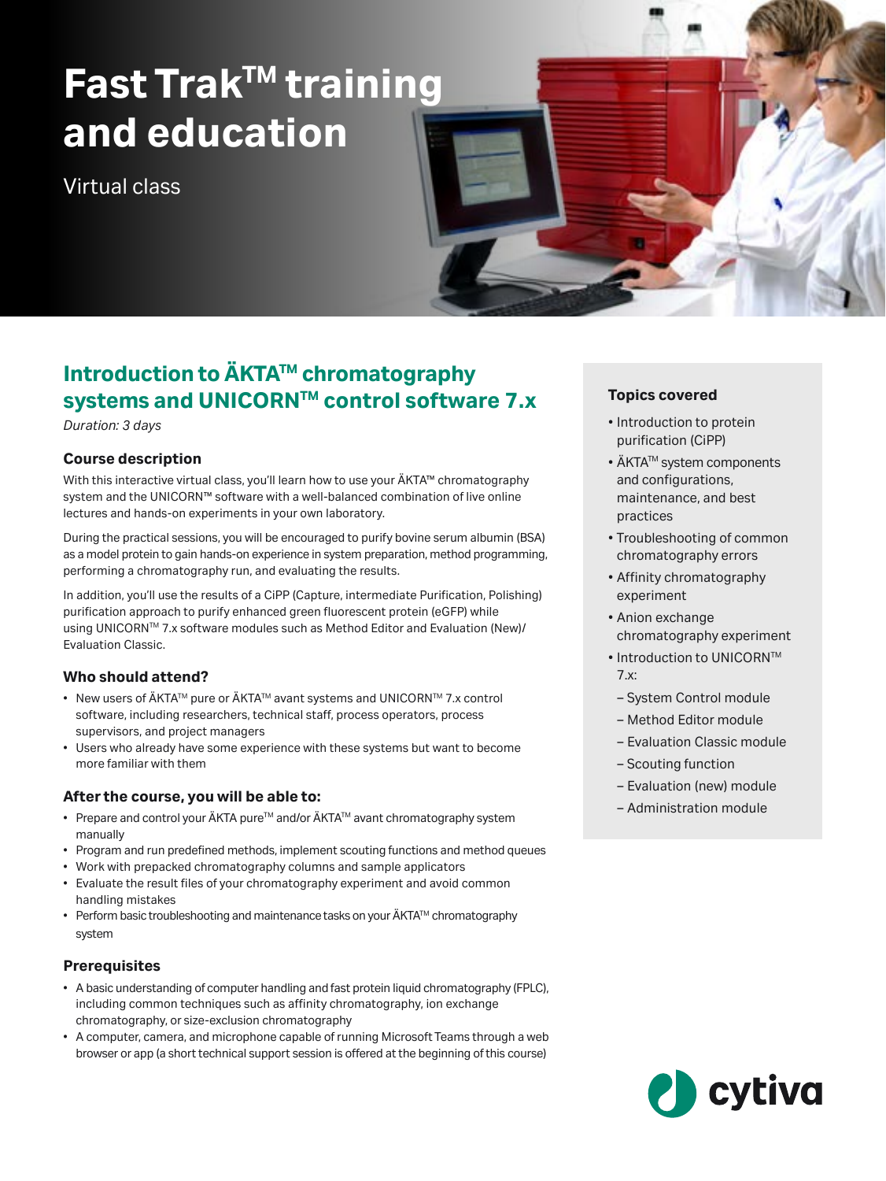# Fast Trak™ training and education

Virtual class

## Introduction to ÄKTA™ chromatography systems and UNICORN™ control software 7.x

*Duration: 3 days*

### Course description

With this interactive virtual class, you'll learn how to use your ÄKTA™ chromatography system and the UNICORN™ software with a well-balanced combination of live online lectures and hands-on experiments in your own laboratory.

During the practical sessions, you will be encouraged to purify bovine serum albumin (BSA) as a model protein to gain hands-on experience in system preparation, method programming, performing a chromatography run, and evaluating the results.

In addition, you'll use the results of a CiPP (Capture, intermediate Purification, Polishing) purification approach to purify enhanced green fluorescent protein (eGFP) while using UNICORN™ 7.x software modules such as Method Editor and Evaluation (New)/ Evaluation Classic.

### Who should attend?

- New users of ÄKTA™ pure or ÄKTA™ avant systems and UNICORN™ 7.x control software, including researchers, technical staff, process operators, process supervisors, and project managers
- Users who already have some experience with these systems but want to become more familiar with them

### After the course, you will be able to:

- Prepare and control your ÄKTA pure™ and/or ÄKTA™ avant chromatography system manually
- Program and run predefined methods, implement scouting functions and method queues
- Work with prepacked chromatography columns and sample applicators
- Evaluate the result files of your chromatography experiment and avoid common handling mistakes
- Perform basic troubleshooting and maintenance tasks on your ÄKTA™ chromatography system

### Prerequisites

- A basic understanding of computer handling and fast protein liquid chromatography (FPLC), including common techniques such as affinity chromatography, ion exchange chromatography, or size-exclusion chromatography
- A computer, camera, and microphone capable of running Microsoft Teams through a web browser or app (a short technical support session is offered at the beginning of this course)

### Topics covered

- Introduction to protein purification (CiPP)
- ÄKTA™ system components and configurations, maintenance, and best practices
- Troubleshooting of common chromatography errors
- Affinity chromatography experiment
- Anion exchange chromatography experiment
- Introduction to UNICORN™ 7.x:
  - System Control module
  - Method Editor module
  - Evaluation Classic module
  - Scouting function
  - Evaluation (new) module
  - Administration module

cytiva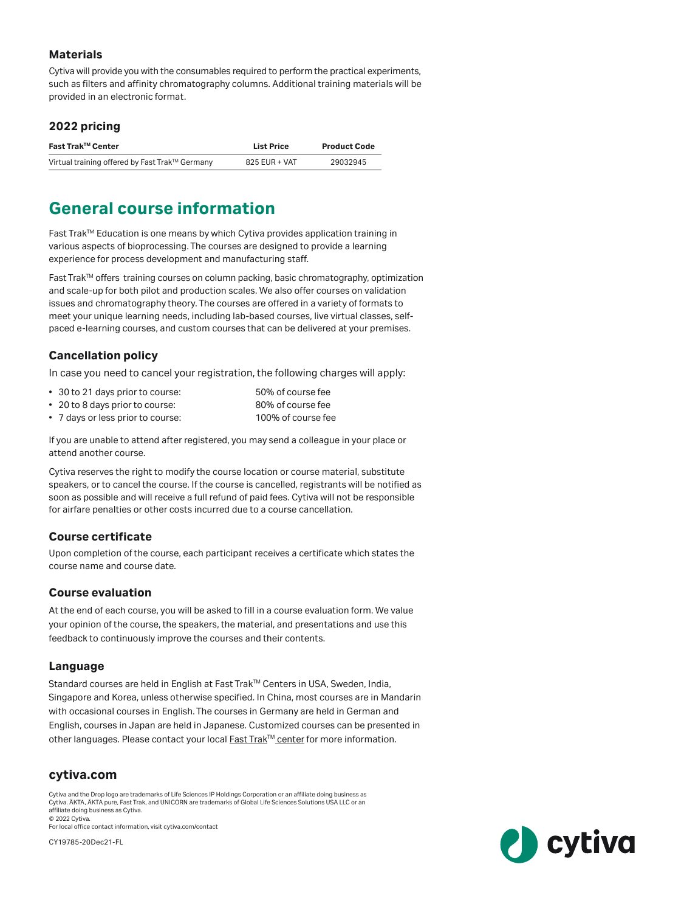### Materials

Cytiva will provide you with the consumables required to perform the practical experiments, such as filters and affinity chromatography columns. Additional training materials will be provided in an electronic format.

### 2022 pricing

| Fast Trak™ Center | List Price | Product Code |
| --- | --- | --- |
| Virtual training offered by Fast Trak™ Germany | 825 EUR + VAT | 29032945 |

## General course information

Fast Trak™ Education is one means by which Cytiva provides application training in various aspects of bioprocessing. The courses are designed to provide a learning experience for process development and manufacturing staff.

Fast Trak™ offers training courses on column packing, basic chromatography, optimization and scale-up for both pilot and production scales. We also offer courses on validation issues and chromatography theory. The courses are offered in a variety of formats to meet your unique learning needs, including lab-based courses, live virtual classes, self-paced e-learning courses, and custom courses that can be delivered at your premises.

### Cancellation policy

In case you need to cancel your registration, the following charges will apply:

- 30 to 21 days prior to course: 50% of course fee
- 20 to 8 days prior to course: 80% of course fee
- 7 days or less prior to course: 100% of course fee

If you are unable to attend after registered, you may send a colleague in your place or attend another course.

Cytiva reserves the right to modify the course location or course material, substitute speakers, or to cancel the course. If the course is cancelled, registrants will be notified as soon as possible and will receive a full refund of paid fees. Cytiva will not be responsible for airfare penalties or other costs incurred due to a course cancellation.

### Course certificate

Upon completion of the course, each participant receives a certificate which states the course name and course date.

### Course evaluation

At the end of each course, you will be asked to fill in a course evaluation form. We value your opinion of the course, the speakers, the material, and presentations and use this feedback to continuously improve the courses and their contents.

### Language

Standard courses are held in English at Fast Trak™ Centers in USA, Sweden, India, Singapore and Korea, unless otherwise specified. In China, most courses are in Mandarin with occasional courses in English. The courses in Germany are held in German and English, courses in Japan are held in Japanese. Customized courses can be presented in other languages. Please contact your local Fast Trak™ center for more information.

### cytiva.com

Cytiva and the Drop logo are trademarks of Life Sciences IP Holdings Corporation or an affiliate doing business as Cytiva. ÄKTA, ÄKTA pure, Fast Trak, and UNICORN are trademarks of Global Life Sciences Solutions USA LLC or an affiliate doing business as Cytiva.
© 2022 Cytiva.
For local office contact information, visit cytiva.com/contact

CY19785-20Dec21-FL